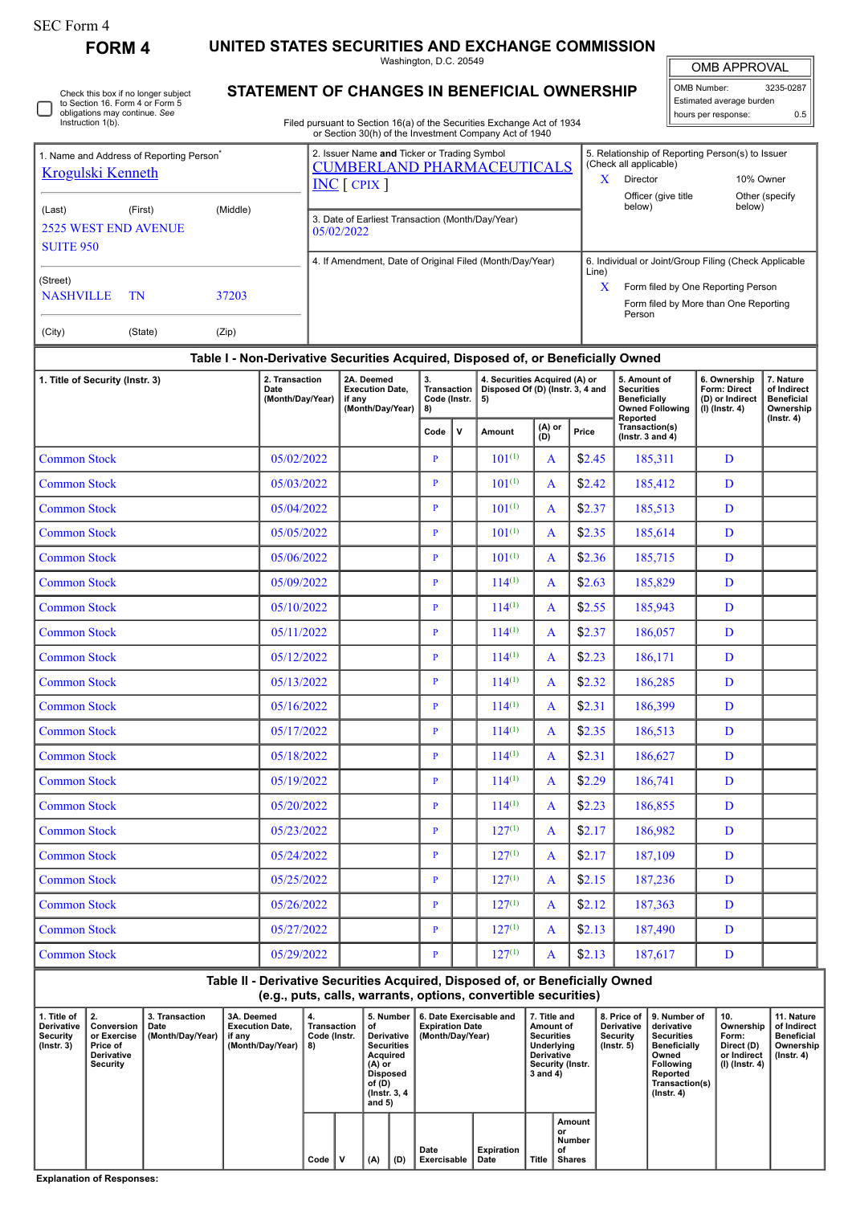SEC Form 4

**FORM 4**

# UNITED STATES SECURITIES AND EXCHANGE COMMISSION

Washington, D.C. 20549

## STATEMENT OF CHANGES IN BENEFICIAL OWNERSHIP

Filed pursuant to Section 16(a) of the Securities Exchange Act of 1934 or Section 30(h) of the Investment Company Act of 1940

| OMB APPROVAL | |
|---|---|
| OMB Number: | 3235-0287 |
| Estimated average burden | |
| hours per response: | 0.5 |

☐ Check this box if no longer subject to Section 16. Form 4 or Form 5 obligations may continue. *See* Instruction 1(b).

| 1. Name and Address of Reporting Person* | 2. Issuer Name **and** Ticker or Trading Symbol | 5. Relationship of Reporting Person(s) to Issuer (Check all applicable) |
|---|---|---|
| Krogulski Kenneth | CUMBERLAND PHARMACEUTICALS INC [ CPIX ] | X Director; 10% Owner; Officer (give title below); Other (specify below) |
| (Last) (First) (Middle) 2525 WEST END AVENUE SUITE 950 | 3. Date of Earliest Transaction (Month/Day/Year) 05/02/2022 | |
| (Street) NASHVILLE TN 37203 | 4. If Amendment, Date of Original Filed (Month/Day/Year) | 6. Individual or Joint/Group Filing (Check Applicable Line) X Form filed by One Reporting Person; Form filed by More than One Reporting Person |
| (City) (State) (Zip) | | |

### Table I - Non-Derivative Securities Acquired, Disposed of, or Beneficially Owned

| 1. Title of Security (Instr. 3) | 2. Transaction Date (Month/Day/Year) | 2A. Deemed Execution Date, if any (Month/Day/Year) | 3. Transaction Code (Instr. 8) | | 4. Securities Acquired (A) or Disposed Of (D) (Instr. 3, 4 and 5) | | | 5. Amount of Securities Beneficially Owned Following Reported Transaction(s) (Instr. 3 and 4) | 6. Ownership Form: Direct (D) or Indirect (I) (Instr. 4) | 7. Nature of Indirect Beneficial Ownership (Instr. 4) |
|---|---|---|---|---|---|---|---|---|---|---|
| | | | Code | V | Amount | (A) or (D) | Price | | | |
| Common Stock | 05/02/2022 | | P | | 101[(1)] | A | $2.45 | 185,311 | D | |
| Common Stock | 05/03/2022 | | P | | 101[(1)] | A | $2.42 | 185,412 | D | |
| Common Stock | 05/04/2022 | | P | | 101[(1)] | A | $2.37 | 185,513 | D | |
| Common Stock | 05/05/2022 | | P | | 101[(1)] | A | $2.35 | 185,614 | D | |
| Common Stock | 05/06/2022 | | P | | 101[(1)] | A | $2.36 | 185,715 | D | |
| Common Stock | 05/09/2022 | | P | | 114[(1)] | A | $2.63 | 185,829 | D | |
| Common Stock | 05/10/2022 | | P | | 114[(1)] | A | $2.55 | 185,943 | D | |
| Common Stock | 05/11/2022 | | P | | 114[(1)] | A | $2.37 | 186,057 | D | |
| Common Stock | 05/12/2022 | | P | | 114[(1)] | A | $2.23 | 186,171 | D | |
| Common Stock | 05/13/2022 | | P | | 114[(1)] | A | $2.32 | 186,285 | D | |
| Common Stock | 05/16/2022 | | P | | 114[(1)] | A | $2.31 | 186,399 | D | |
| Common Stock | 05/17/2022 | | P | | 114[(1)] | A | $2.35 | 186,513 | D | |
| Common Stock | 05/18/2022 | | P | | 114[(1)] | A | $2.31 | 186,627 | D | |
| Common Stock | 05/19/2022 | | P | | 114[(1)] | A | $2.29 | 186,741 | D | |
| Common Stock | 05/20/2022 | | P | | 114[(1)] | A | $2.23 | 186,855 | D | |
| Common Stock | 05/23/2022 | | P | | 127[(1)] | A | $2.17 | 186,982 | D | |
| Common Stock | 05/24/2022 | | P | | 127[(1)] | A | $2.17 | 187,109 | D | |
| Common Stock | 05/25/2022 | | P | | 127[(1)] | A | $2.15 | 187,236 | D | |
| Common Stock | 05/26/2022 | | P | | 127[(1)] | A | $2.12 | 187,363 | D | |
| Common Stock | 05/27/2022 | | P | | 127[(1)] | A | $2.13 | 187,490 | D | |
| Common Stock | 05/29/2022 | | P | | 127[(1)] | A | $2.13 | 187,617 | D | |

### Table II - Derivative Securities Acquired, Disposed of, or Beneficially Owned (e.g., puts, calls, warrants, options, convertible securities)

| 1. Title of Derivative Security (Instr. 3) | 2. Conversion or Exercise Price of Derivative Security | 3. Transaction Date (Month/Day/Year) | 3A. Deemed Execution Date, if any (Month/Day/Year) | 4. Transaction Code (Instr. 8) | | 5. Number of Derivative Securities Acquired (A) or Disposed of (D) (Instr. 3, 4 and 5) | | 6. Date Exercisable and Expiration Date (Month/Day/Year) | | 7. Title and Amount of Securities Underlying Derivative Security (Instr. 3 and 4) | | 8. Price of Derivative Security (Instr. 5) | 9. Number of derivative Securities Beneficially Owned Following Reported Transaction(s) (Instr. 4) | 10. Ownership Form: Direct (D) or Indirect (I) (Instr. 4) | 11. Nature of Indirect Beneficial Ownership (Instr. 4) |
|---|---|---|---|---|---|---|---|---|---|---|---|---|---|---|---|
| | | | | Code | V | (A) | (D) | Date Exercisable | Expiration Date | Title | Amount or Number of Shares | | | | |

**Explanation of Responses:**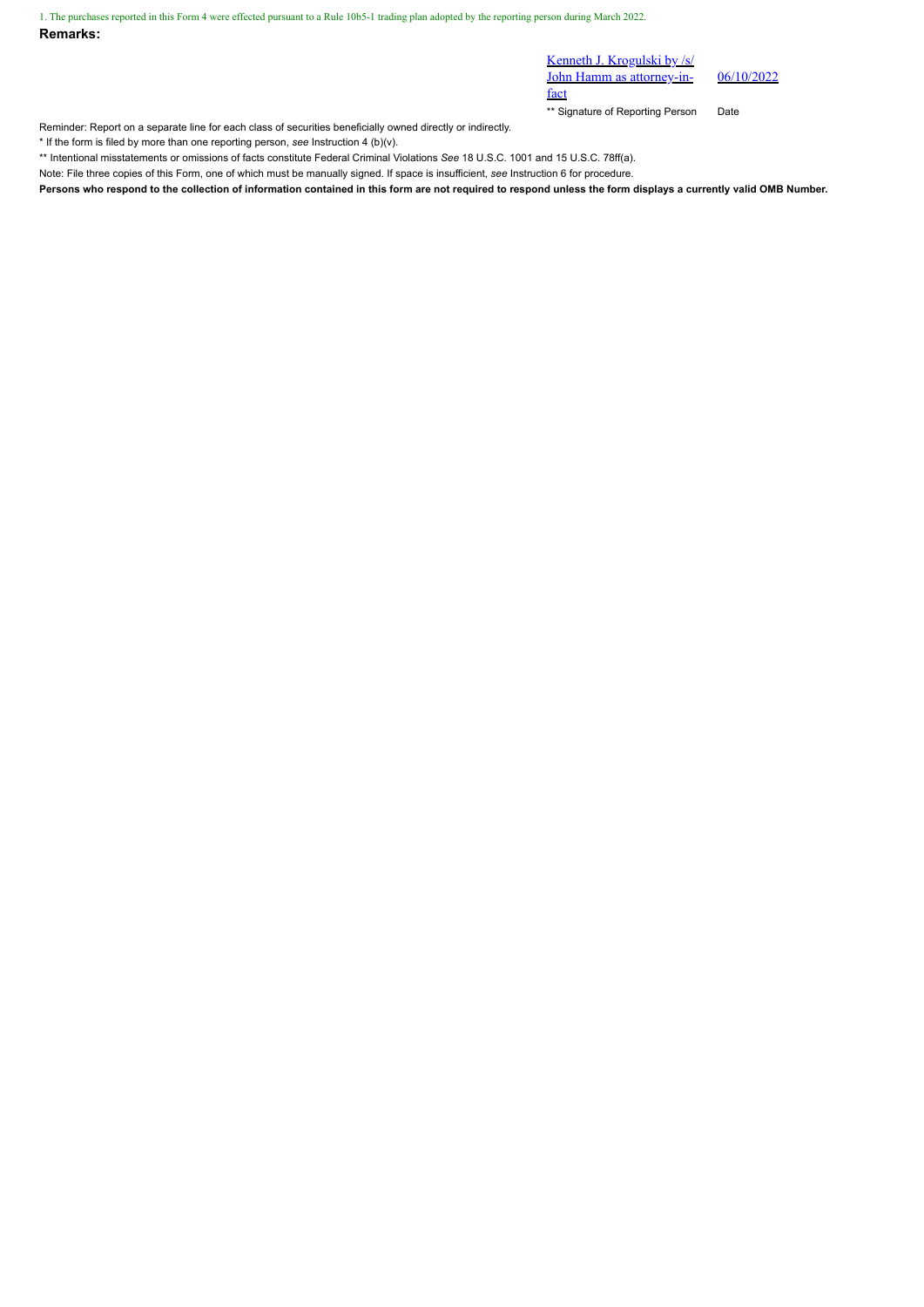1. The purchases reported in this Form 4 were effected pursuant to a Rule 10b5-1 trading plan adopted by the reporting person during March 2022.

**Remarks:**

| | |
|---|---|
| Kenneth J. Krogulski by /s/ John Hamm as attorney-in-fact | 06/10/2022 |
| ** Signature of Reporting Person | Date |

Reminder: Report on a separate line for each class of securities beneficially owned directly or indirectly.

* If the form is filed by more than one reporting person, *see* Instruction 4 (b)(v).

** Intentional misstatements or omissions of facts constitute Federal Criminal Violations *See* 18 U.S.C. 1001 and 15 U.S.C. 78ff(a).

Note: File three copies of this Form, one of which must be manually signed. If space is insufficient, *see* Instruction 6 for procedure.

**Persons who respond to the collection of information contained in this form are not required to respond unless the form displays a currently valid OMB Number.**